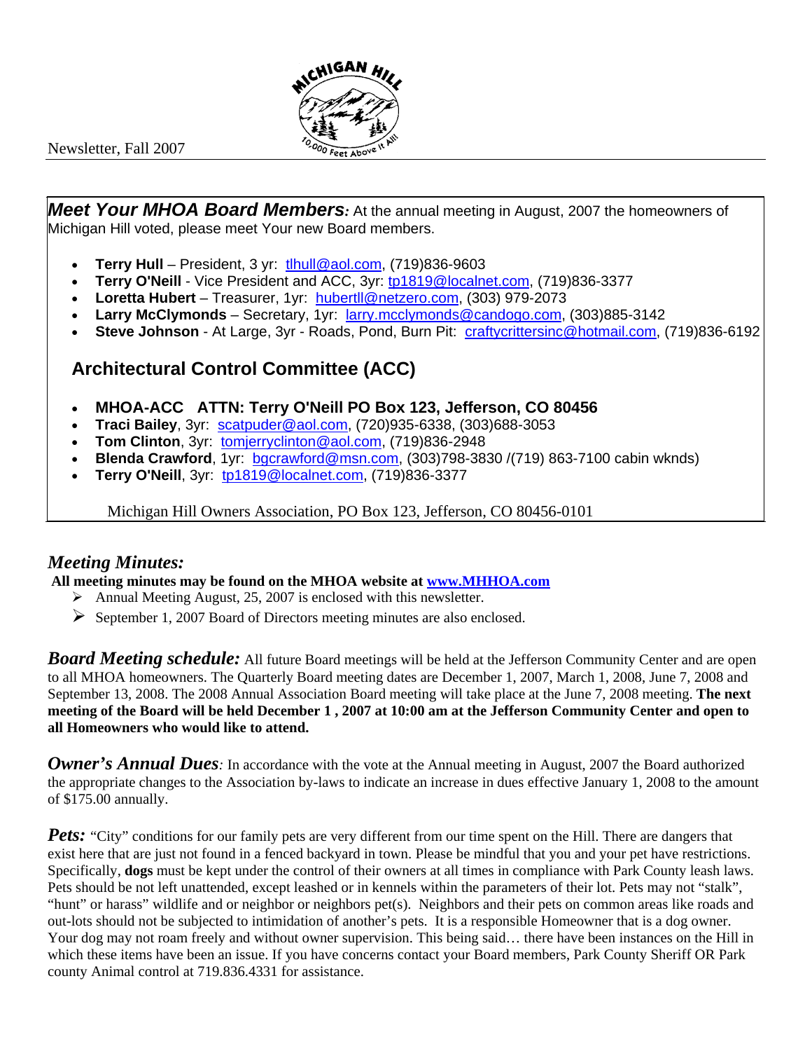Newsletter, Fall 2007

***Meet Your MHOA Board Members:*** At the annual meeting in August, 2007 the homeowners of Michigan Hill voted, please meet Your new Board members.

- **Terry Hull** – President, 3 yr: tlhull@aol.com, (719)836-9603
- **Terry O'Neill** - Vice President and ACC, 3yr: tp1819@localnet.com, (719)836-3377
- **Loretta Hubert** – Treasurer, 1yr: hubertll@netzero.com, (303) 979-2073
- **Larry McClymonds** – Secretary, 1yr: larry.mcclymonds@candogo.com, (303)885-3142
- **Steve Johnson** - At Large, 3yr - Roads, Pond, Burn Pit: craftycrittersinc@hotmail.com, (719)836-6192

## Architectural Control Committee (ACC)

- **MHOA-ACC ATTN: Terry O'Neill PO Box 123, Jefferson, CO 80456**
- **Traci Bailey**, 3yr: scatpuder@aol.com, (720)935-6338, (303)688-3053
- **Tom Clinton**, 3yr: tomjerryclinton@aol.com, (719)836-2948
- **Blenda Crawford**, 1yr: bgcrawford@msn.com, (303)798-3830 /(719) 863-7100 cabin wknds)
- **Terry O'Neill**, 3yr: tp1819@localnet.com, (719)836-3377

Michigan Hill Owners Association, PO Box 123, Jefferson, CO 80456-0101

## *Meeting Minutes:*

**All meeting minutes may be found on the MHOA website at www.MHHOA.com**

- Annual Meeting August, 25, 2007 is enclosed with this newsletter.
- September 1, 2007 Board of Directors meeting minutes are also enclosed.

***Board Meeting schedule:*** All future Board meetings will be held at the Jefferson Community Center and are open to all MHOA homeowners. The Quarterly Board meeting dates are December 1, 2007, March 1, 2008, June 7, 2008 and September 13, 2008. The 2008 Annual Association Board meeting will take place at the June 7, 2008 meeting. **The next meeting of the Board will be held December 1 , 2007 at 10:00 am at the Jefferson Community Center and open to all Homeowners who would like to attend.**

***Owner's Annual Dues****:* In accordance with the vote at the Annual meeting in August, 2007 the Board authorized the appropriate changes to the Association by-laws to indicate an increase in dues effective January 1, 2008 to the amount of $175.00 annually.

***Pets:*** "City" conditions for our family pets are very different from our time spent on the Hill. There are dangers that exist here that are just not found in a fenced backyard in town. Please be mindful that you and your pet have restrictions. Specifically, **dogs** must be kept under the control of their owners at all times in compliance with Park County leash laws. Pets should be not left unattended, except leashed or in kennels within the parameters of their lot. Pets may not "stalk", "hunt" or harass" wildlife and or neighbor or neighbors pet(s). Neighbors and their pets on common areas like roads and out-lots should not be subjected to intimidation of another's pets. It is a responsible Homeowner that is a dog owner. Your dog may not roam freely and without owner supervision. This being said… there have been instances on the Hill in which these items have been an issue. If you have concerns contact your Board members, Park County Sheriff OR Park county Animal control at 719.836.4331 for assistance.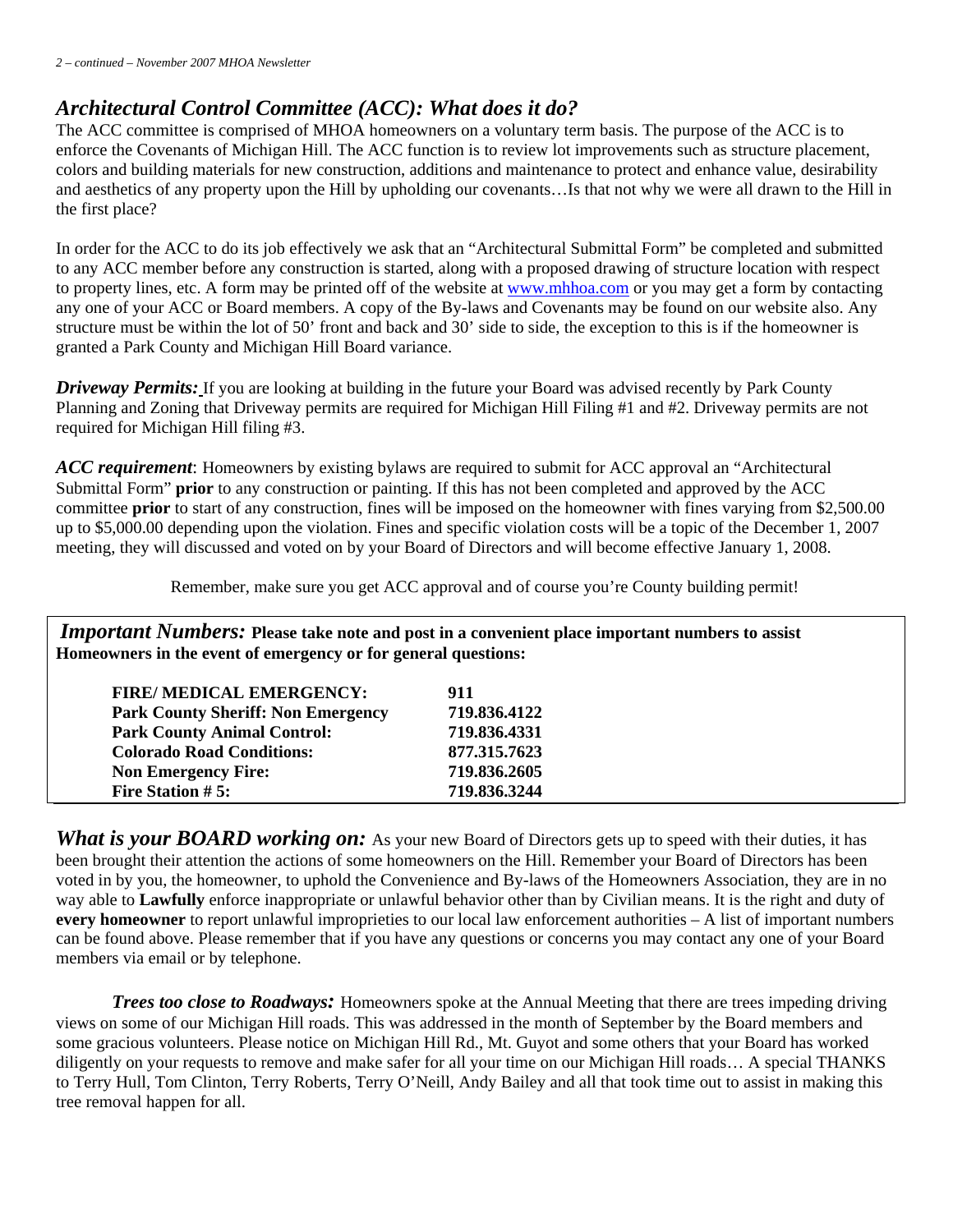## *Architectural Control Committee (ACC): What does it do?*

The ACC committee is comprised of MHOA homeowners on a voluntary term basis. The purpose of the ACC is to enforce the Covenants of Michigan Hill. The ACC function is to review lot improvements such as structure placement, colors and building materials for new construction, additions and maintenance to protect and enhance value, desirability and aesthetics of any property upon the Hill by upholding our covenants…Is that not why we were all drawn to the Hill in the first place?

In order for the ACC to do its job effectively we ask that an "Architectural Submittal Form" be completed and submitted to any ACC member before any construction is started, along with a proposed drawing of structure location with respect to property lines, etc. A form may be printed off of the website at www.mhhoa.com or you may get a form by contacting any one of your ACC or Board members. A copy of the By-laws and Covenants may be found on our website also. Any structure must be within the lot of 50' front and back and 30' side to side, the exception to this is if the homeowner is granted a Park County and Michigan Hill Board variance.

***Driveway Permits:*** If you are looking at building in the future your Board was advised recently by Park County Planning and Zoning that Driveway permits are required for Michigan Hill Filing #1 and #2. Driveway permits are not required for Michigan Hill filing #3.

***ACC requirement***: Homeowners by existing bylaws are required to submit for ACC approval an "Architectural Submittal Form" **prior** to any construction or painting. If this has not been completed and approved by the ACC committee **prior** to start of any construction, fines will be imposed on the homeowner with fines varying from $2,500.00 up to $5,000.00 depending upon the violation. Fines and specific violation costs will be a topic of the December 1, 2007 meeting, they will discussed and voted on by your Board of Directors and will become effective January 1, 2008.

Remember, make sure you get ACC approval and of course you're County building permit!

***Important Numbers:*** **Please take note and post in a convenient place important numbers to assist Homeowners in the event of emergency or for general questions:**

| | |
|---|---|
| **FIRE/ MEDICAL EMERGENCY:** | **911** |
| **Park County Sheriff: Non Emergency** | **719.836.4122** |
| **Park County Animal Control:** | **719.836.4331** |
| **Colorado Road Conditions:** | **877.315.7623** |
| **Non Emergency Fire:** | **719.836.2605** |
| **Fire Station # 5:** | **719.836.3244** |

***What is your BOARD working on:*** As your new Board of Directors gets up to speed with their duties, it has been brought their attention the actions of some homeowners on the Hill. Remember your Board of Directors has been voted in by you, the homeowner, to uphold the Convenience and By-laws of the Homeowners Association, they are in no way able to **Lawfully** enforce inappropriate or unlawful behavior other than by Civilian means. It is the right and duty of **every homeowner** to report unlawful improprieties to our local law enforcement authorities – A list of important numbers can be found above. Please remember that if you have any questions or concerns you may contact any one of your Board members via email or by telephone.

***Trees too close to Roadways:*** Homeowners spoke at the Annual Meeting that there are trees impeding driving views on some of our Michigan Hill roads. This was addressed in the month of September by the Board members and some gracious volunteers. Please notice on Michigan Hill Rd., Mt. Guyot and some others that your Board has worked diligently on your requests to remove and make safer for all your time on our Michigan Hill roads… A special THANKS to Terry Hull, Tom Clinton, Terry Roberts, Terry O'Neill, Andy Bailey and all that took time out to assist in making this tree removal happen for all.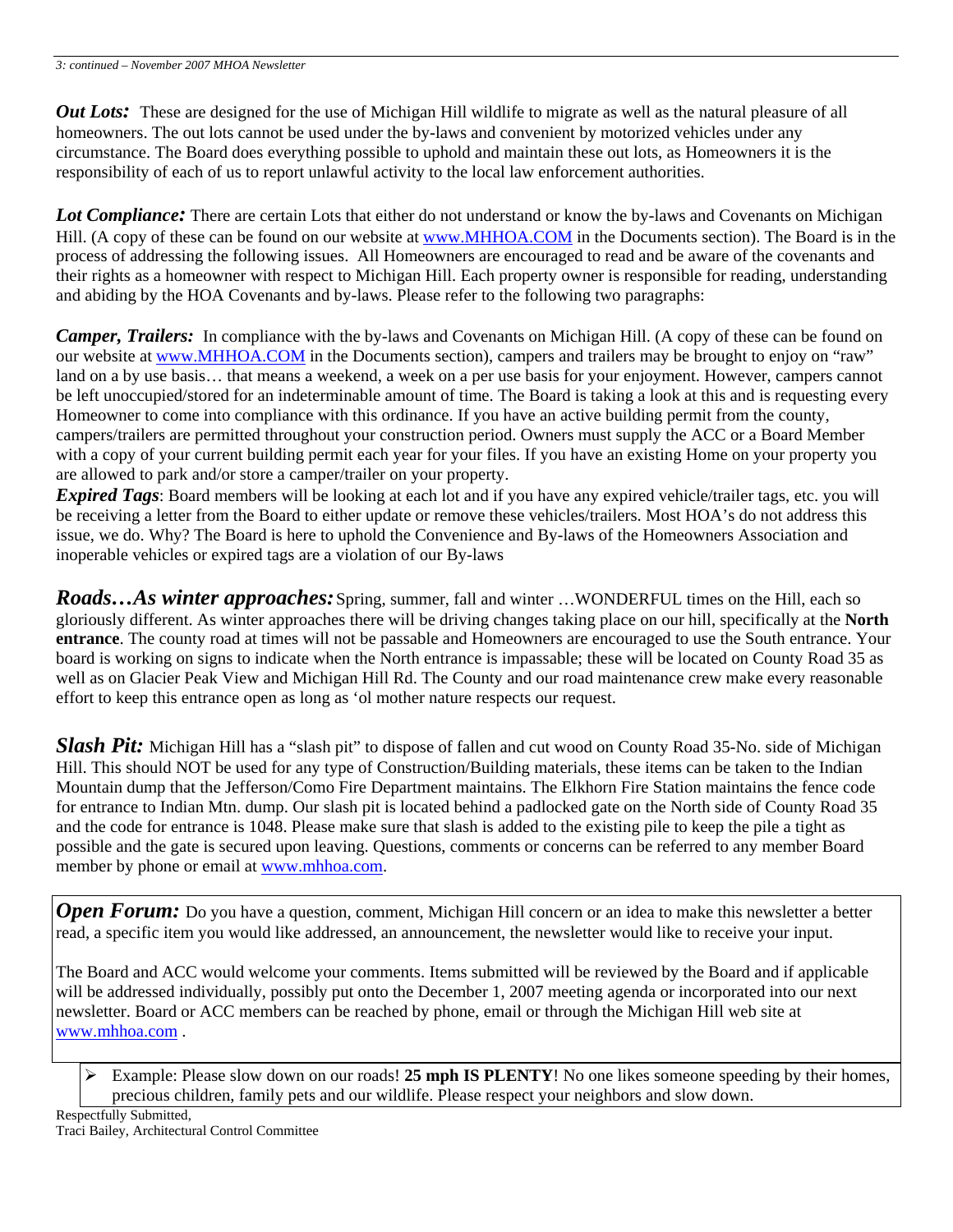***Out Lots:*** These are designed for the use of Michigan Hill wildlife to migrate as well as the natural pleasure of all homeowners. The out lots cannot be used under the by-laws and convenient by motorized vehicles under any circumstance. The Board does everything possible to uphold and maintain these out lots, as Homeowners it is the responsibility of each of us to report unlawful activity to the local law enforcement authorities.

***Lot Compliance:*** There are certain Lots that either do not understand or know the by-laws and Covenants on Michigan Hill. (A copy of these can be found on our website at www.MHHOA.COM in the Documents section). The Board is in the process of addressing the following issues. All Homeowners are encouraged to read and be aware of the covenants and their rights as a homeowner with respect to Michigan Hill. Each property owner is responsible for reading, understanding and abiding by the HOA Covenants and by-laws. Please refer to the following two paragraphs:

***Camper, Trailers:*** In compliance with the by-laws and Covenants on Michigan Hill. (A copy of these can be found on our website at www.MHHOA.COM in the Documents section), campers and trailers may be brought to enjoy on "raw" land on a by use basis… that means a weekend, a week on a per use basis for your enjoyment. However, campers cannot be left unoccupied/stored for an indeterminable amount of time. The Board is taking a look at this and is requesting every Homeowner to come into compliance with this ordinance. If you have an active building permit from the county, campers/trailers are permitted throughout your construction period. Owners must supply the ACC or a Board Member with a copy of your current building permit each year for your files. If you have an existing Home on your property you are allowed to park and/or store a camper/trailer on your property.

***Expired Tags***: Board members will be looking at each lot and if you have any expired vehicle/trailer tags, etc. you will be receiving a letter from the Board to either update or remove these vehicles/trailers. Most HOA's do not address this issue, we do. Why? The Board is here to uphold the Convenience and By-laws of the Homeowners Association and inoperable vehicles or expired tags are a violation of our By-laws

***Roads…As winter approaches:*** Spring, summer, fall and winter …WONDERFUL times on the Hill, each so gloriously different. As winter approaches there will be driving changes taking place on our hill, specifically at the **North entrance**. The county road at times will not be passable and Homeowners are encouraged to use the South entrance. Your board is working on signs to indicate when the North entrance is impassable; these will be located on County Road 35 as well as on Glacier Peak View and Michigan Hill Rd. The County and our road maintenance crew make every reasonable effort to keep this entrance open as long as 'ol mother nature respects our request.

***Slash Pit:*** Michigan Hill has a "slash pit" to dispose of fallen and cut wood on County Road 35-No. side of Michigan Hill. This should NOT be used for any type of Construction/Building materials, these items can be taken to the Indian Mountain dump that the Jefferson/Como Fire Department maintains. The Elkhorn Fire Station maintains the fence code for entrance to Indian Mtn. dump. Our slash pit is located behind a padlocked gate on the North side of County Road 35 and the code for entrance is 1048. Please make sure that slash is added to the existing pile to keep the pile a tight as possible and the gate is secured upon leaving. Questions, comments or concerns can be referred to any member Board member by phone or email at www.mhhoa.com.

***Open Forum:*** Do you have a question, comment, Michigan Hill concern or an idea to make this newsletter a better read, a specific item you would like addressed, an announcement, the newsletter would like to receive your input.

The Board and ACC would welcome your comments. Items submitted will be reviewed by the Board and if applicable will be addressed individually, possibly put onto the December 1, 2007 meeting agenda or incorporated into our next newsletter. Board or ACC members can be reached by phone, email or through the Michigan Hill web site at www.mhhoa.com .

- Example: Please slow down on our roads! **25 mph IS PLENTY**! No one likes someone speeding by their homes, precious children, family pets and our wildlife. Please respect your neighbors and slow down.

Respectfully Submitted,
Traci Bailey, Architectural Control Committee